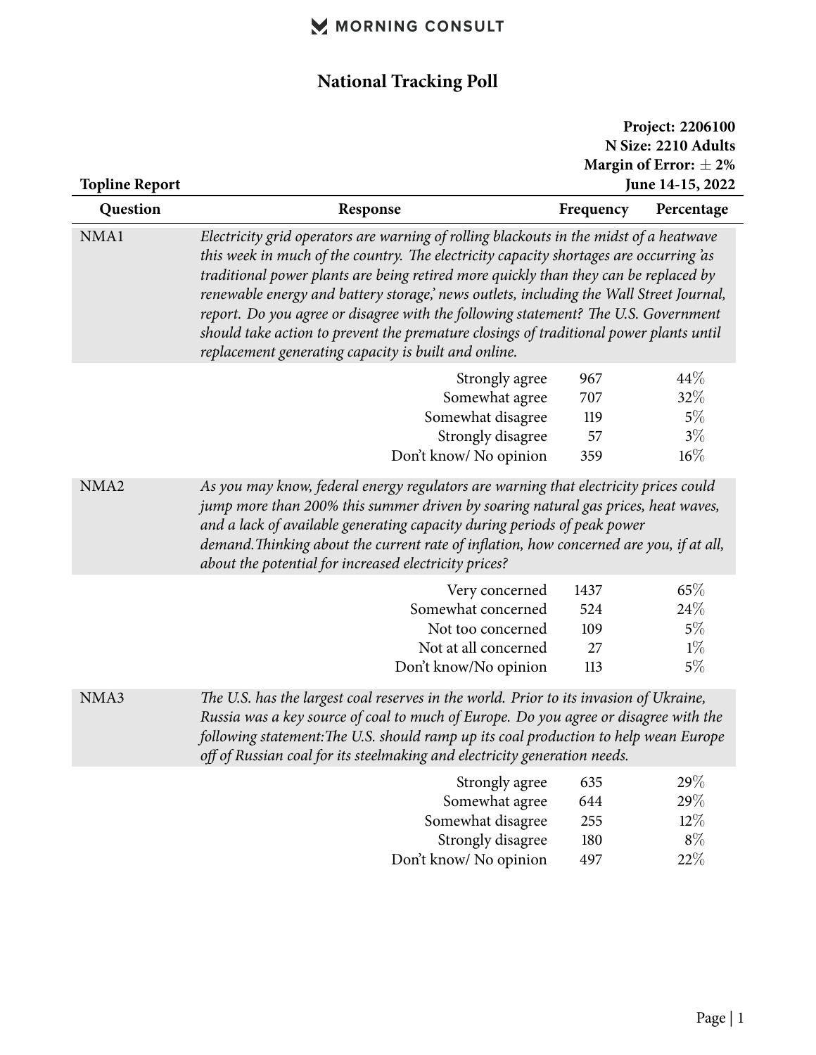MORNING CONSULT

# National Tracking Poll

**Project: 2206100**
**N Size: 2210 Adults**
**Margin of Error: ± 2%**
**June 14-15, 2022**

**Topline Report**

| Question | Response | Frequency | Percentage |
|---|---|---|---|
| NMA1 | *Electricity grid operators are warning of rolling blackouts in the midst of a heatwave this week in much of the country. The electricity capacity shortages are occurring 'as traditional power plants are being retired more quickly than they can be replaced by renewable energy and battery storage,' news outlets, including the Wall Street Journal, report. Do you agree or disagree with the following statement? The U.S. Government should take action to prevent the premature closings of traditional power plants until replacement generating capacity is built and online.* | | |
| | Strongly agree | 967 | 44% |
| | Somewhat agree | 707 | 32% |
| | Somewhat disagree | 119 | 5% |
| | Strongly disagree | 57 | 3% |
| | Don't know/ No opinion | 359 | 16% |
| NMA2 | *As you may know, federal energy regulators are warning that electricity prices could jump more than 200% this summer driven by soaring natural gas prices, heat waves, and a lack of available generating capacity during periods of peak power demand.Thinking about the current rate of inflation, how concerned are you, if at all, about the potential for increased electricity prices?* | | |
| | Very concerned | 1437 | 65% |
| | Somewhat concerned | 524 | 24% |
| | Not too concerned | 109 | 5% |
| | Not at all concerned | 27 | 1% |
| | Don't know/No opinion | 113 | 5% |
| NMA3 | *The U.S. has the largest coal reserves in the world. Prior to its invasion of Ukraine, Russia was a key source of coal to much of Europe. Do you agree or disagree with the following statement:The U.S. should ramp up its coal production to help wean Europe off of Russian coal for its steelmaking and electricity generation needs.* | | |
| | Strongly agree | 635 | 29% |
| | Somewhat agree | 644 | 29% |
| | Somewhat disagree | 255 | 12% |
| | Strongly disagree | 180 | 8% |
| | Don't know/ No opinion | 497 | 22% |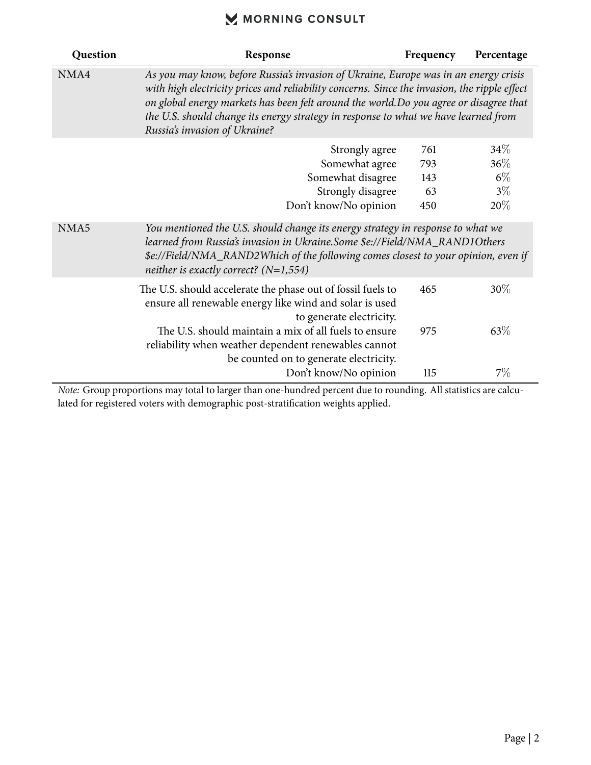| Question | Response | Frequency | Percentage |
|---|---|---|---|
| NMA4 | *As you may know, before Russia's invasion of Ukraine, Europe was in an energy crisis with high electricity prices and reliability concerns. Since the invasion, the ripple effect on global energy markets has been felt around the world.Do you agree or disagree that the U.S. should change its energy strategy in response to what we have learned from Russia's invasion of Ukraine?* | | |
| | Strongly agree | 761 | 34% |
| | Somewhat agree | 793 | 36% |
| | Somewhat disagree | 143 | 6% |
| | Strongly disagree | 63 | 3% |
| | Don't know/No opinion | 450 | 20% |
| NMA5 | *You mentioned the U.S. should change its energy strategy in response to what we learned from Russia's invasion in Ukraine.Some $e://Field/NMA_RAND1Others $e://Field/NMA_RAND2Which of the following comes closest to your opinion, even if neither is exactly correct? (N=1,554)* | | |
| | The U.S. should accelerate the phase out of fossil fuels to ensure all renewable energy like wind and solar is used to generate electricity. | 465 | 30% |
| | The U.S. should maintain a mix of all fuels to ensure reliability when weather dependent renewables cannot be counted on to generate electricity. | 975 | 63% |
| | Don't know/No opinion | 115 | 7% |

*Note:* Group proportions may total to larger than one-hundred percent due to rounding. All statistics are calculated for registered voters with demographic post-stratification weights applied.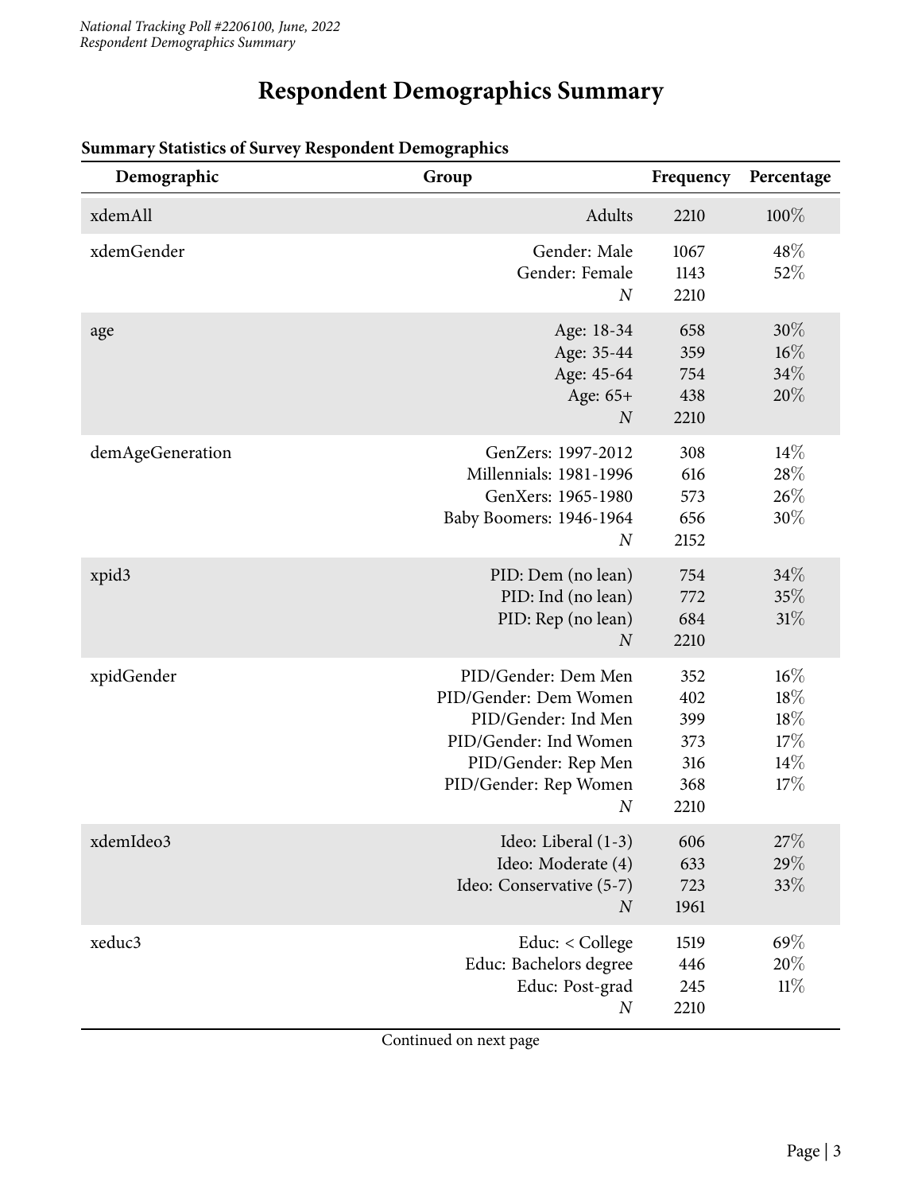# Respondent Demographics Summary

**Summary Statistics of Survey Respondent Demographics**

| Demographic | Group | Frequency | Percentage |
|---|---|---|---|
| xdemAll | Adults | 2210 | 100% |
| xdemGender | Gender: Male | 1067 | 48% |
| | Gender: Female | 1143 | 52% |
| | *N* | 2210 | |
| age | Age: 18-34 | 658 | 30% |
| | Age: 35-44 | 359 | 16% |
| | Age: 45-64 | 754 | 34% |
| | Age: 65+ | 438 | 20% |
| | *N* | 2210 | |
| demAgeGeneration | GenZers: 1997-2012 | 308 | 14% |
| | Millennials: 1981-1996 | 616 | 28% |
| | GenXers: 1965-1980 | 573 | 26% |
| | Baby Boomers: 1946-1964 | 656 | 30% |
| | *N* | 2152 | |
| xpid3 | PID: Dem (no lean) | 754 | 34% |
| | PID: Ind (no lean) | 772 | 35% |
| | PID: Rep (no lean) | 684 | 31% |
| | *N* | 2210 | |
| xpidGender | PID/Gender: Dem Men | 352 | 16% |
| | PID/Gender: Dem Women | 402 | 18% |
| | PID/Gender: Ind Men | 399 | 18% |
| | PID/Gender: Ind Women | 373 | 17% |
| | PID/Gender: Rep Men | 316 | 14% |
| | PID/Gender: Rep Women | 368 | 17% |
| | *N* | 2210 | |
| xdemIdeo3 | Ideo: Liberal (1-3) | 606 | 27% |
| | Ideo: Moderate (4) | 633 | 29% |
| | Ideo: Conservative (5-7) | 723 | 33% |
| | *N* | 1961 | |
| xeduc3 | Educ: < College | 1519 | 69% |
| | Educ: Bachelors degree | 446 | 20% |
| | Educ: Post-grad | 245 | 11% |
| | *N* | 2210 | |

Continued on next page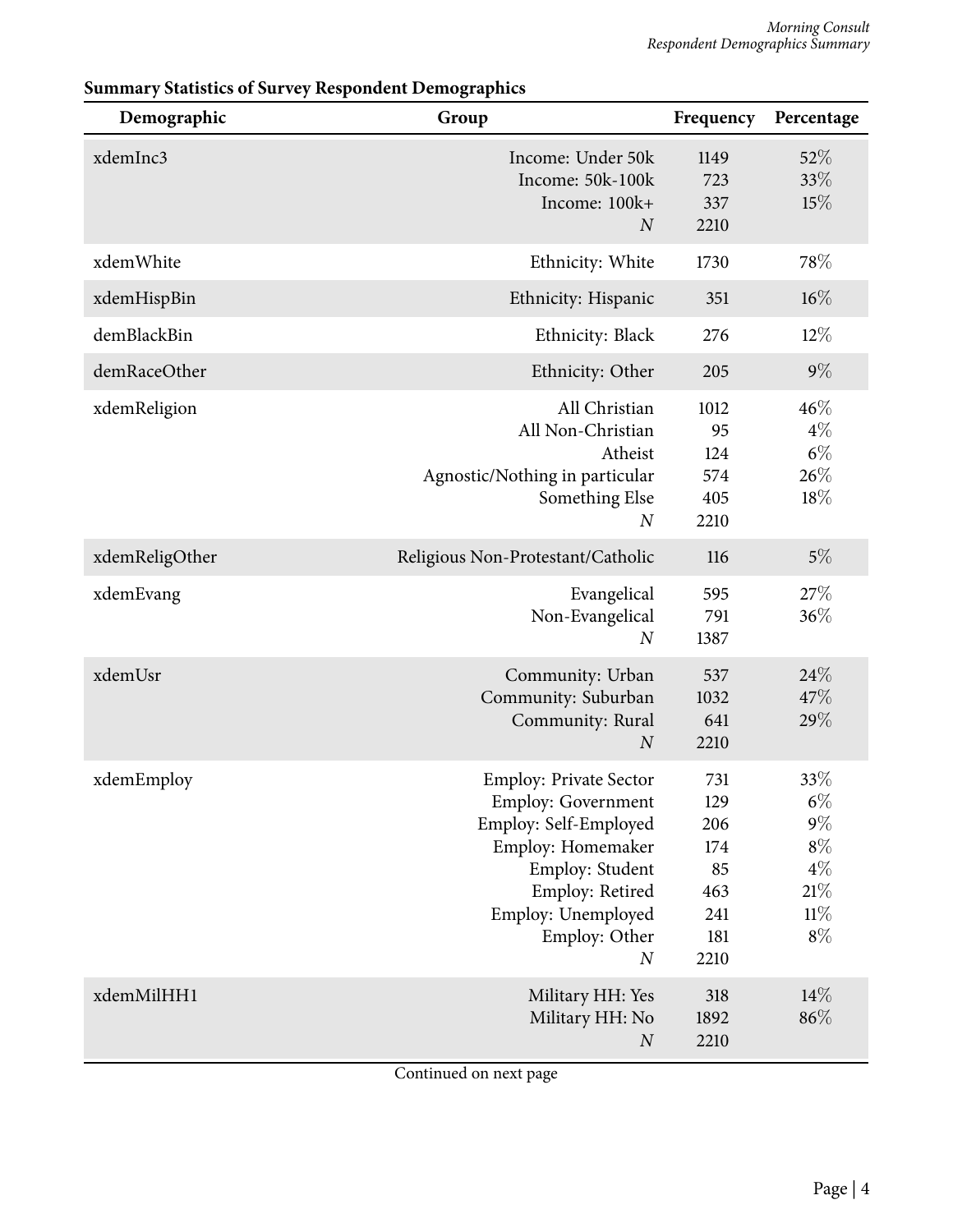**Summary Statistics of Survey Respondent Demographics**

| Demographic | Group | Frequency | Percentage |
|---|---|---|---|
| xdemInc3 | Income: Under 50k | 1149 | 52% |
| | Income: 50k-100k | 723 | 33% |
| | Income: 100k+ | 337 | 15% |
| | *N* | 2210 | |
| xdemWhite | Ethnicity: White | 1730 | 78% |
| xdemHispBin | Ethnicity: Hispanic | 351 | 16% |
| demBlackBin | Ethnicity: Black | 276 | 12% |
| demRaceOther | Ethnicity: Other | 205 | 9% |
| xdemReligion | All Christian | 1012 | 46% |
| | All Non-Christian | 95 | 4% |
| | Atheist | 124 | 6% |
| | Agnostic/Nothing in particular | 574 | 26% |
| | Something Else | 405 | 18% |
| | *N* | 2210 | |
| xdemReligOther | Religious Non-Protestant/Catholic | 116 | 5% |
| xdemEvang | Evangelical | 595 | 27% |
| | Non-Evangelical | 791 | 36% |
| | *N* | 1387 | |
| xdemUsr | Community: Urban | 537 | 24% |
| | Community: Suburban | 1032 | 47% |
| | Community: Rural | 641 | 29% |
| | *N* | 2210 | |
| xdemEmploy | Employ: Private Sector | 731 | 33% |
| | Employ: Government | 129 | 6% |
| | Employ: Self-Employed | 206 | 9% |
| | Employ: Homemaker | 174 | 8% |
| | Employ: Student | 85 | 4% |
| | Employ: Retired | 463 | 21% |
| | Employ: Unemployed | 241 | 11% |
| | Employ: Other | 181 | 8% |
| | *N* | 2210 | |
| xdemMilHH1 | Military HH: Yes | 318 | 14% |
| | Military HH: No | 1892 | 86% |
| | *N* | 2210 | |

Continued on next page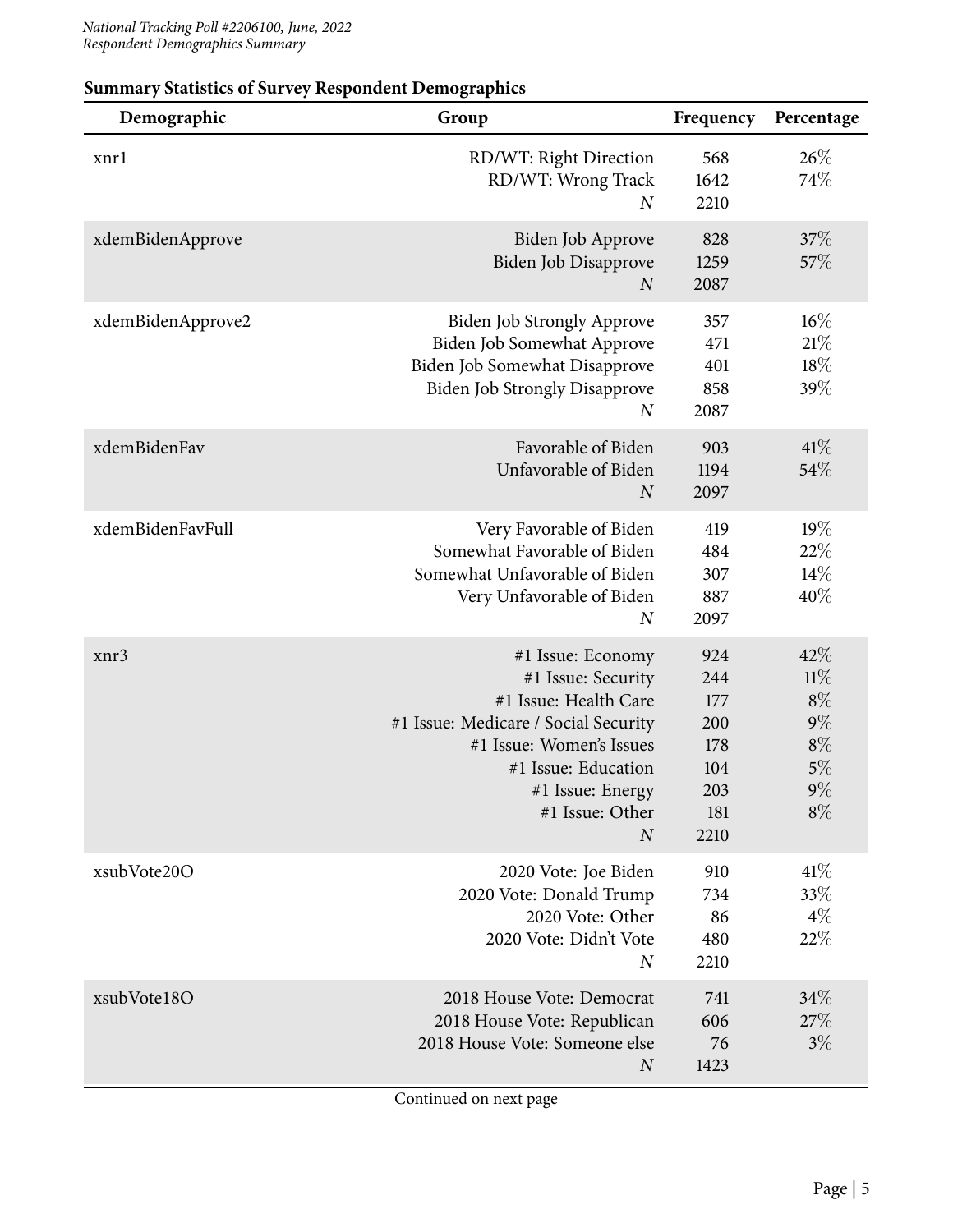**Summary Statistics of Survey Respondent Demographics**

| Demographic | Group | Frequency | Percentage |
|---|---|---|---|
| xnr1 | RD/WT: Right Direction | 568 | 26% |
| | RD/WT: Wrong Track | 1642 | 74% |
| | *N* | 2210 | |
| xdemBidenApprove | Biden Job Approve | 828 | 37% |
| | Biden Job Disapprove | 1259 | 57% |
| | *N* | 2087 | |
| xdemBidenApprove2 | Biden Job Strongly Approve | 357 | 16% |
| | Biden Job Somewhat Approve | 471 | 21% |
| | Biden Job Somewhat Disapprove | 401 | 18% |
| | Biden Job Strongly Disapprove | 858 | 39% |
| | *N* | 2087 | |
| xdemBidenFav | Favorable of Biden | 903 | 41% |
| | Unfavorable of Biden | 1194 | 54% |
| | *N* | 2097 | |
| xdemBidenFavFull | Very Favorable of Biden | 419 | 19% |
| | Somewhat Favorable of Biden | 484 | 22% |
| | Somewhat Unfavorable of Biden | 307 | 14% |
| | Very Unfavorable of Biden | 887 | 40% |
| | *N* | 2097 | |
| xnr3 | #1 Issue: Economy | 924 | 42% |
| | #1 Issue: Security | 244 | 11% |
| | #1 Issue: Health Care | 177 | 8% |
| | #1 Issue: Medicare / Social Security | 200 | 9% |
| | #1 Issue: Women's Issues | 178 | 8% |
| | #1 Issue: Education | 104 | 5% |
| | #1 Issue: Energy | 203 | 9% |
| | #1 Issue: Other | 181 | 8% |
| | *N* | 2210 | |
| xsubVote20O | 2020 Vote: Joe Biden | 910 | 41% |
| | 2020 Vote: Donald Trump | 734 | 33% |
| | 2020 Vote: Other | 86 | 4% |
| | 2020 Vote: Didn't Vote | 480 | 22% |
| | *N* | 2210 | |
| xsubVote18O | 2018 House Vote: Democrat | 741 | 34% |
| | 2018 House Vote: Republican | 606 | 27% |
| | 2018 House Vote: Someone else | 76 | 3% |
| | *N* | 1423 | |

Continued on next page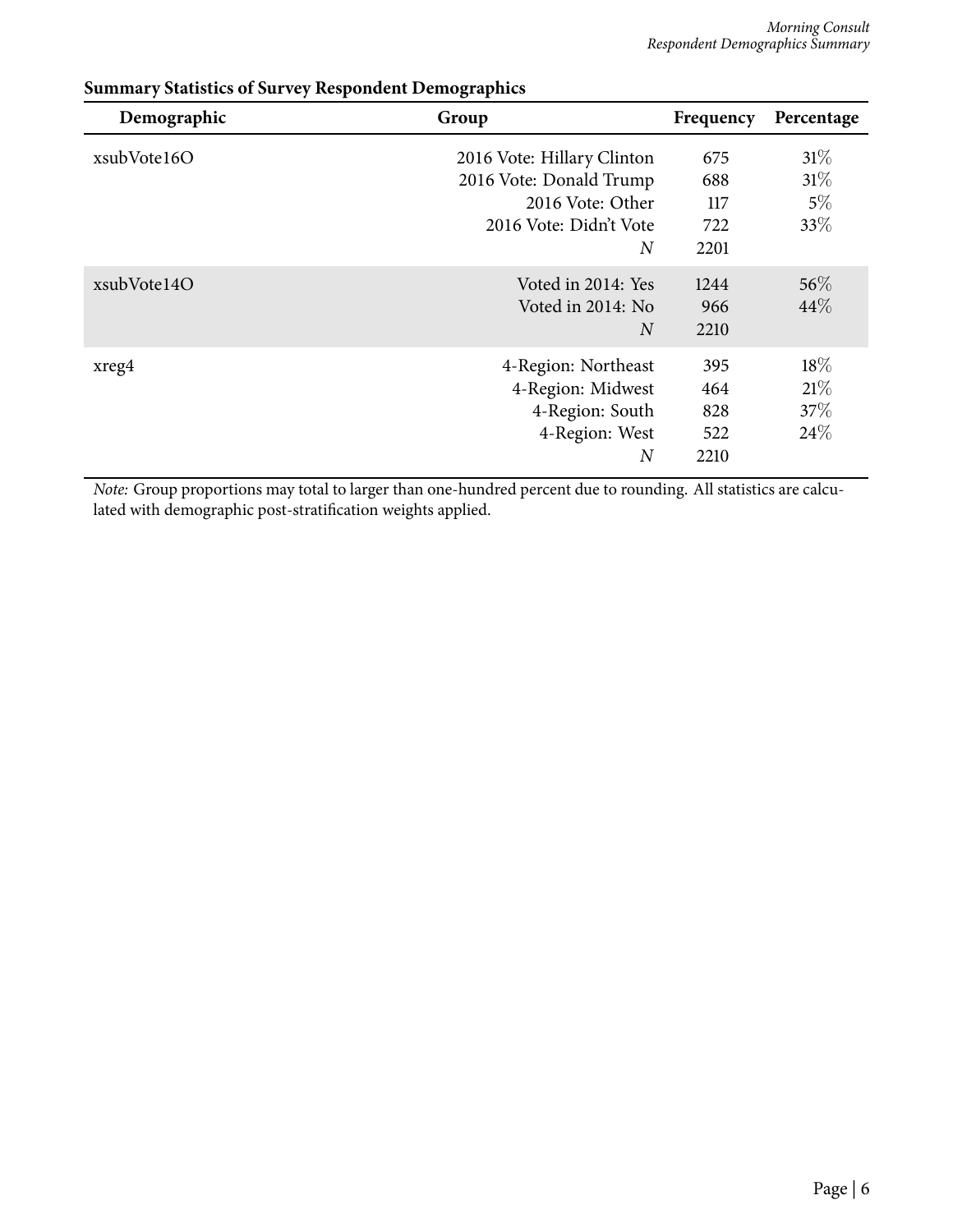**Summary Statistics of Survey Respondent Demographics**

| Demographic | Group | Frequency | Percentage |
|---|---|---|---|
| xsubVote16O | 2016 Vote: Hillary Clinton | 675 | 31% |
| | 2016 Vote: Donald Trump | 688 | 31% |
| | 2016 Vote: Other | 117 | 5% |
| | 2016 Vote: Didn't Vote | 722 | 33% |
| | *N* | 2201 | |
| xsubVote14O | Voted in 2014: Yes | 1244 | 56% |
| | Voted in 2014: No | 966 | 44% |
| | *N* | 2210 | |
| xreg4 | 4-Region: Northeast | 395 | 18% |
| | 4-Region: Midwest | 464 | 21% |
| | 4-Region: South | 828 | 37% |
| | 4-Region: West | 522 | 24% |
| | *N* | 2210 | |

*Note:* Group proportions may total to larger than one-hundred percent due to rounding. All statistics are calculated with demographic post-stratification weights applied.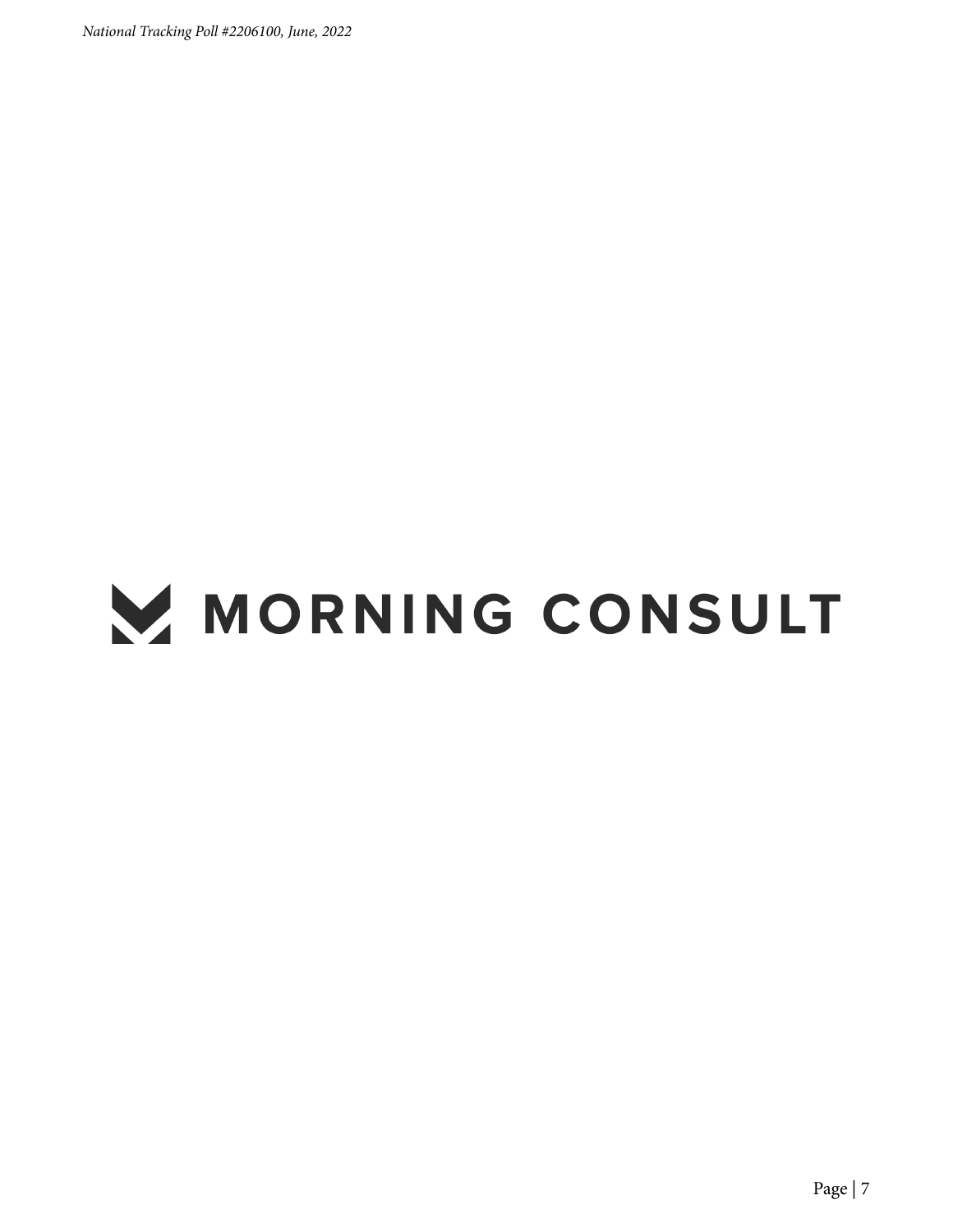MORNING CONSULT